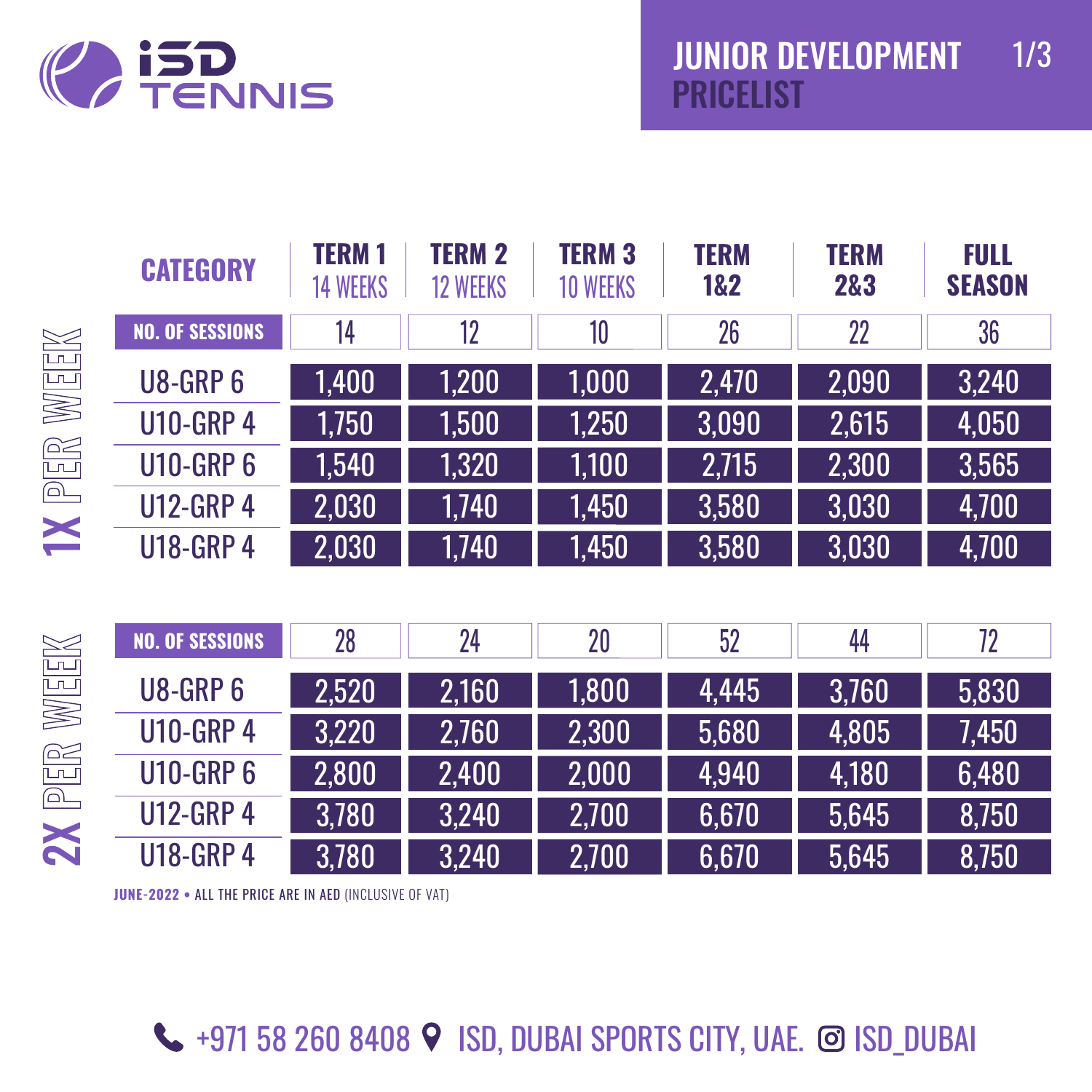# ISD TENNIS

## JUNIOR DEVELOPMENT PRICELIST

### 1X PER WEEK

| CATEGORY | TERM 1 14 WEEKS | TERM 2 12 WEEKS | TERM 3 10 WEEKS | TERM 1&2 | TERM 2&3 | FULL SEASON |
|---|---|---|---|---|---|---|
| NO. OF SESSIONS | 14 | 12 | 10 | 26 | 22 | 36 |
| U8-GRP 6 | 1,400 | 1,200 | 1,000 | 2,470 | 2,090 | 3,240 |
| U10-GRP 4 | 1,750 | 1,500 | 1,250 | 3,090 | 2,615 | 4,050 |
| U10-GRP 6 | 1,540 | 1,320 | 1,100 | 2,715 | 2,300 | 3,565 |
| U12-GRP 4 | 2,030 | 1,740 | 1,450 | 3,580 | 3,030 | 4,700 |
| U18-GRP 4 | 2,030 | 1,740 | 1,450 | 3,580 | 3,030 | 4,700 |

### 2X PER WEEK

| CATEGORY | TERM 1 14 WEEKS | TERM 2 12 WEEKS | TERM 3 10 WEEKS | TERM 1&2 | TERM 2&3 | FULL SEASON |
|---|---|---|---|---|---|---|
| NO. OF SESSIONS | 28 | 24 | 20 | 52 | 44 | 72 |
| U8-GRP 6 | 2,520 | 2,160 | 1,800 | 4,445 | 3,760 | 5,830 |
| U10-GRP 4 | 3,220 | 2,760 | 2,300 | 5,680 | 4,805 | 7,450 |
| U10-GRP 6 | 2,800 | 2,400 | 2,000 | 4,940 | 4,180 | 6,480 |
| U12-GRP 4 | 3,780 | 3,240 | 2,700 | 6,670 | 5,645 | 8,750 |
| U18-GRP 4 | 3,780 | 3,240 | 2,700 | 6,670 | 5,645 | 8,750 |

**JUNE-2022** • ALL THE PRICE ARE IN AED (INCLUSIVE OF VAT)

+971 58 260 8408 ISD, DUBAI SPORTS CITY, UAE. ISD_DUBAI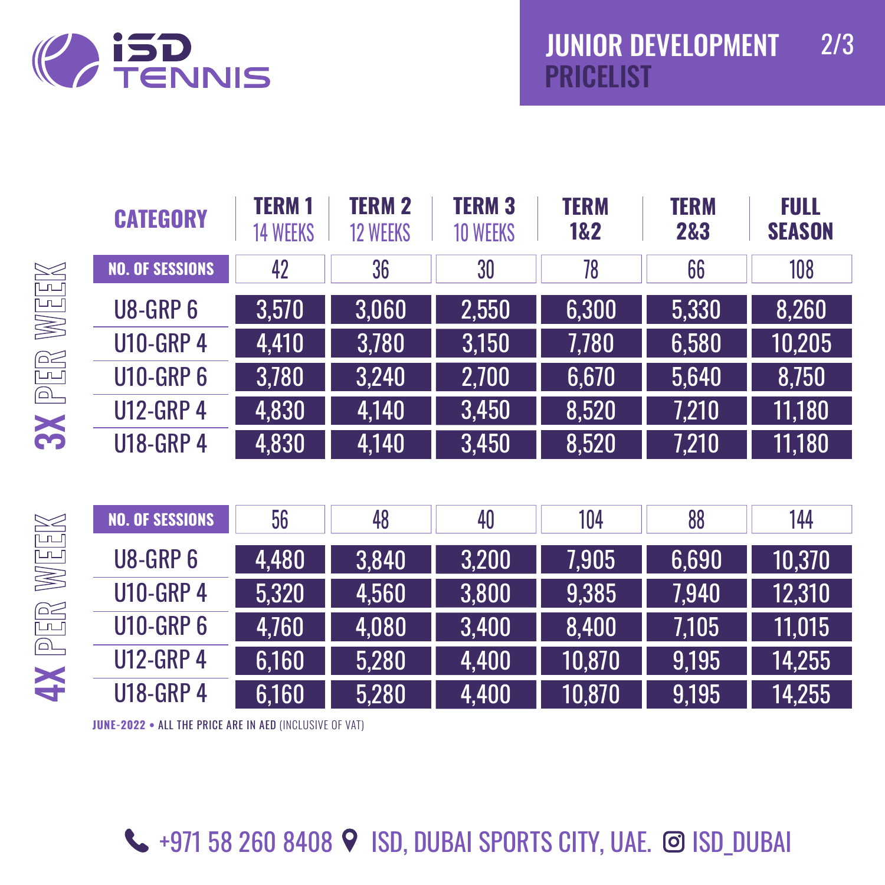iSD TENNIS

# JUNIOR DEVELOPMENT PRICELIST

## 3X PER WEEK

| CATEGORY | TERM 1 14 WEEKS | TERM 2 12 WEEKS | TERM 3 10 WEEKS | TERM 1&2 | TERM 2&3 | FULL SEASON |
|---|---|---|---|---|---|---|
| NO. OF SESSIONS | 42 | 36 | 30 | 78 | 66 | 108 |
| U8-GRP 6 | 3,570 | 3,060 | 2,550 | 6,300 | 5,330 | 8,260 |
| U10-GRP 4 | 4,410 | 3,780 | 3,150 | 7,780 | 6,580 | 10,205 |
| U10-GRP 6 | 3,780 | 3,240 | 2,700 | 6,670 | 5,640 | 8,750 |
| U12-GRP 4 | 4,830 | 4,140 | 3,450 | 8,520 | 7,210 | 11,180 |
| U18-GRP 4 | 4,830 | 4,140 | 3,450 | 8,520 | 7,210 | 11,180 |

## 4X PER WEEK

| CATEGORY | TERM 1 14 WEEKS | TERM 2 12 WEEKS | TERM 3 10 WEEKS | TERM 1&2 | TERM 2&3 | FULL SEASON |
|---|---|---|---|---|---|---|
| NO. OF SESSIONS | 56 | 48 | 40 | 104 | 88 | 144 |
| U8-GRP 6 | 4,480 | 3,840 | 3,200 | 7,905 | 6,690 | 10,370 |
| U10-GRP 4 | 5,320 | 4,560 | 3,800 | 9,385 | 7,940 | 12,310 |
| U10-GRP 6 | 4,760 | 4,080 | 3,400 | 8,400 | 7,105 | 11,015 |
| U12-GRP 4 | 6,160 | 5,280 | 4,400 | 10,870 | 9,195 | 14,255 |
| U18-GRP 4 | 6,160 | 5,280 | 4,400 | 10,870 | 9,195 | 14,255 |

**JUNE-2022** • ALL THE PRICE ARE IN AED (INCLUSIVE OF VAT)

+971 58 260 8408 ISD, DUBAI SPORTS CITY, UAE. ISD_DUBAI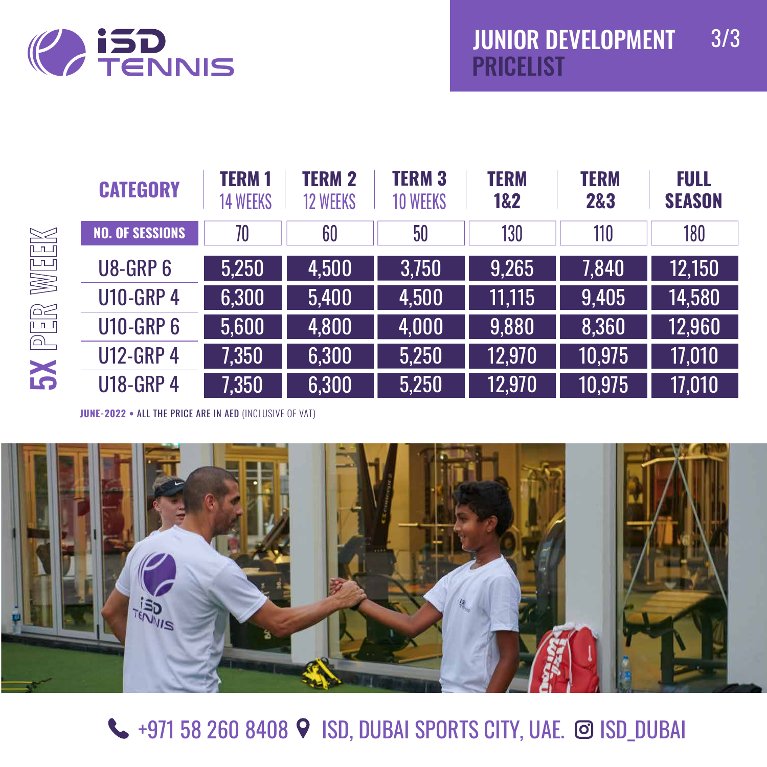ISD TENNIS

# JUNIOR DEVELOPMENT PRICELIST

## 5X PER WEEK

| CATEGORY | TERM 1 14 WEEKS | TERM 2 12 WEEKS | TERM 3 10 WEEKS | TERM 1&2 | TERM 2&3 | FULL SEASON |
|---|---|---|---|---|---|---|
| NO. OF SESSIONS | 70 | 60 | 50 | 130 | 110 | 180 |
| U8-GRP 6 | 5,250 | 4,500 | 3,750 | 9,265 | 7,840 | 12,150 |
| U10-GRP 4 | 6,300 | 5,400 | 4,500 | 11,115 | 9,405 | 14,580 |
| U10-GRP 6 | 5,600 | 4,800 | 4,000 | 9,880 | 8,360 | 12,960 |
| U12-GRP 4 | 7,350 | 6,300 | 5,250 | 12,970 | 10,975 | 17,010 |
| U18-GRP 4 | 7,350 | 6,300 | 5,250 | 12,970 | 10,975 | 17,010 |

**JUNE-2022** • ALL THE PRICE ARE IN AED (INCLUSIVE OF VAT)

+971 58 260 8408 ISD, DUBAI SPORTS CITY, UAE. ISD_DUBAI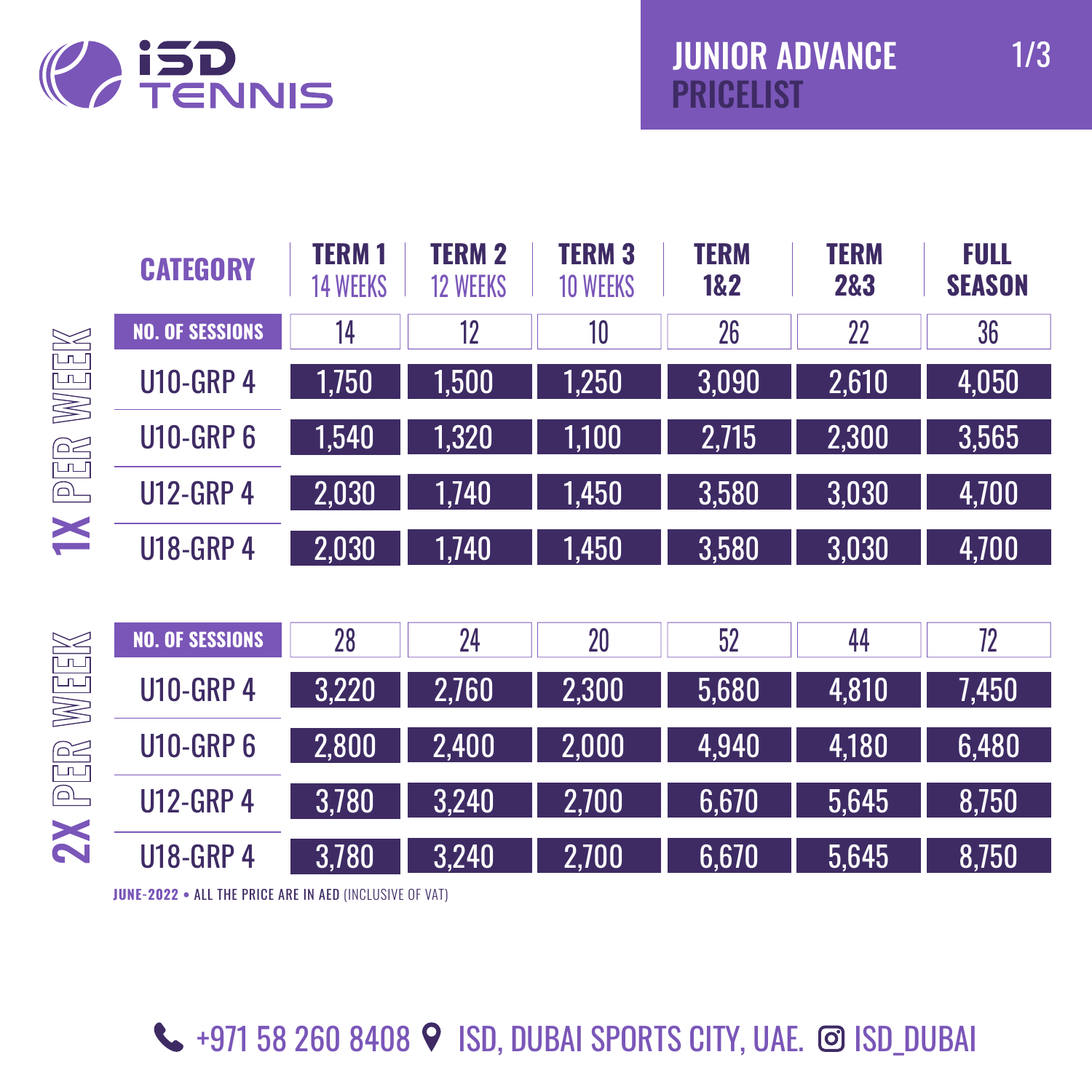# ISD TENNIS

## JUNIOR ADVANCE PRICELIST

### 1X PER WEEK

| CATEGORY | TERM 1 14 WEEKS | TERM 2 12 WEEKS | TERM 3 10 WEEKS | TERM 1&2 | TERM 2&3 | FULL SEASON |
|---|---|---|---|---|---|---|
| NO. OF SESSIONS | 14 | 12 | 10 | 26 | 22 | 36 |
| U10-GRP 4 | 1,750 | 1,500 | 1,250 | 3,090 | 2,610 | 4,050 |
| U10-GRP 6 | 1,540 | 1,320 | 1,100 | 2,715 | 2,300 | 3,565 |
| U12-GRP 4 | 2,030 | 1,740 | 1,450 | 3,580 | 3,030 | 4,700 |
| U18-GRP 4 | 2,030 | 1,740 | 1,450 | 3,580 | 3,030 | 4,700 |

### 2X PER WEEK

| CATEGORY | TERM 1 14 WEEKS | TERM 2 12 WEEKS | TERM 3 10 WEEKS | TERM 1&2 | TERM 2&3 | FULL SEASON |
|---|---|---|---|---|---|---|
| NO. OF SESSIONS | 28 | 24 | 20 | 52 | 44 | 72 |
| U10-GRP 4 | 3,220 | 2,760 | 2,300 | 5,680 | 4,810 | 7,450 |
| U10-GRP 6 | 2,800 | 2,400 | 2,000 | 4,940 | 4,180 | 6,480 |
| U12-GRP 4 | 3,780 | 3,240 | 2,700 | 6,670 | 5,645 | 8,750 |
| U18-GRP 4 | 3,780 | 3,240 | 2,700 | 6,670 | 5,645 | 8,750 |

**JUNE-2022** • ALL THE PRICE ARE IN AED (INCLUSIVE OF VAT)

+971 58 260 8408 ISD, DUBAI SPORTS CITY, UAE. ISD_DUBAI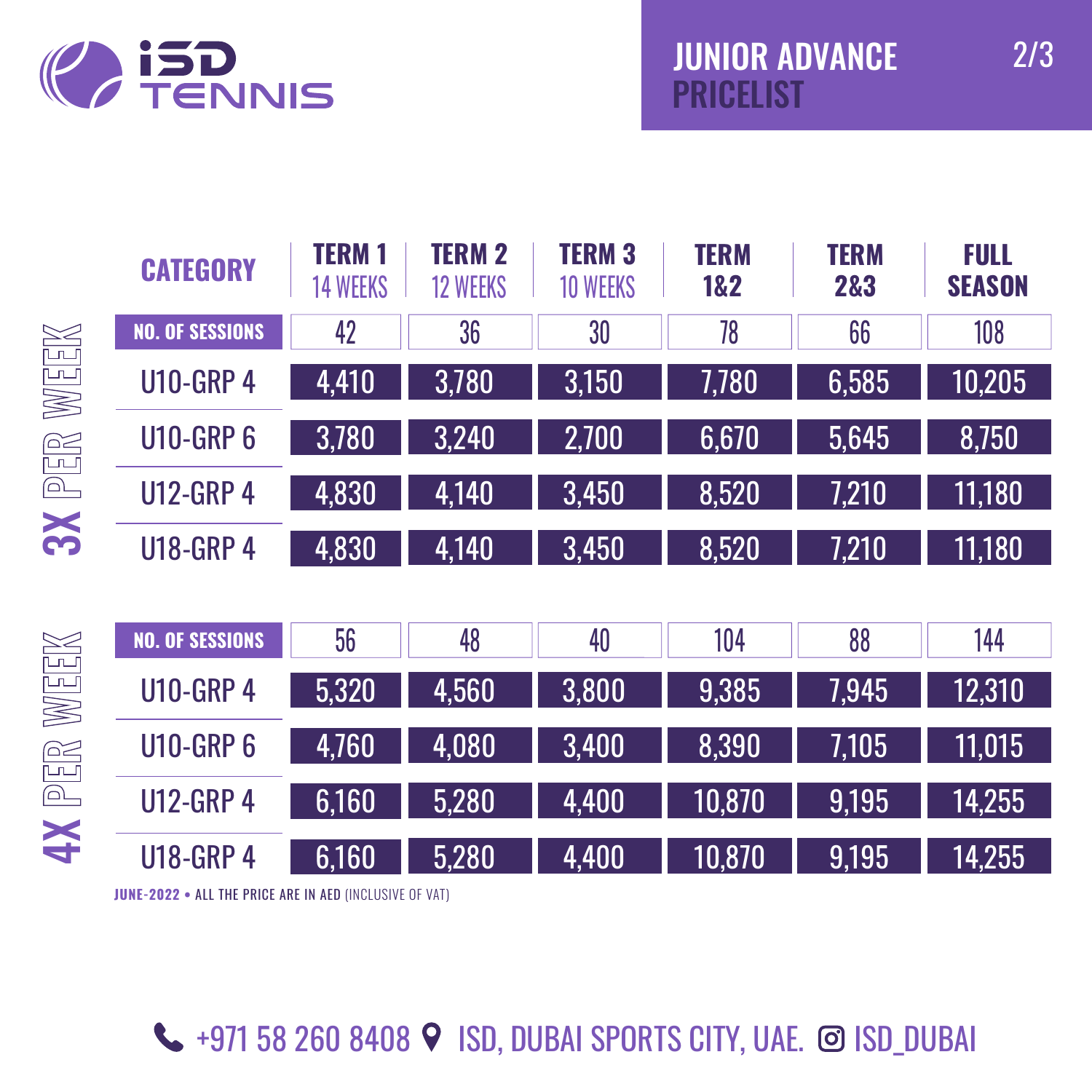# ISD TENNIS

## JUNIOR ADVANCE PRICELIST

### 3X PER WEEK

| CATEGORY | TERM 1 14 WEEKS | TERM 2 12 WEEKS | TERM 3 10 WEEKS | TERM 1&2 | TERM 2&3 | FULL SEASON |
|---|---|---|---|---|---|---|
| NO. OF SESSIONS | 42 | 36 | 30 | 78 | 66 | 108 |
| U10-GRP 4 | 4,410 | 3,780 | 3,150 | 7,780 | 6,585 | 10,205 |
| U10-GRP 6 | 3,780 | 3,240 | 2,700 | 6,670 | 5,645 | 8,750 |
| U12-GRP 4 | 4,830 | 4,140 | 3,450 | 8,520 | 7,210 | 11,180 |
| U18-GRP 4 | 4,830 | 4,140 | 3,450 | 8,520 | 7,210 | 11,180 |

### 4X PER WEEK

| CATEGORY | TERM 1 14 WEEKS | TERM 2 12 WEEKS | TERM 3 10 WEEKS | TERM 1&2 | TERM 2&3 | FULL SEASON |
|---|---|---|---|---|---|---|
| NO. OF SESSIONS | 56 | 48 | 40 | 104 | 88 | 144 |
| U10-GRP 4 | 5,320 | 4,560 | 3,800 | 9,385 | 7,945 | 12,310 |
| U10-GRP 6 | 4,760 | 4,080 | 3,400 | 8,390 | 7,105 | 11,015 |
| U12-GRP 4 | 6,160 | 5,280 | 4,400 | 10,870 | 9,195 | 14,255 |
| U18-GRP 4 | 6,160 | 5,280 | 4,400 | 10,870 | 9,195 | 14,255 |

**JUNE-2022** • ALL THE PRICE ARE IN AED (INCLUSIVE OF VAT)

+971 58 260 8408 ISD, DUBAI SPORTS CITY, UAE. ISD_DUBAI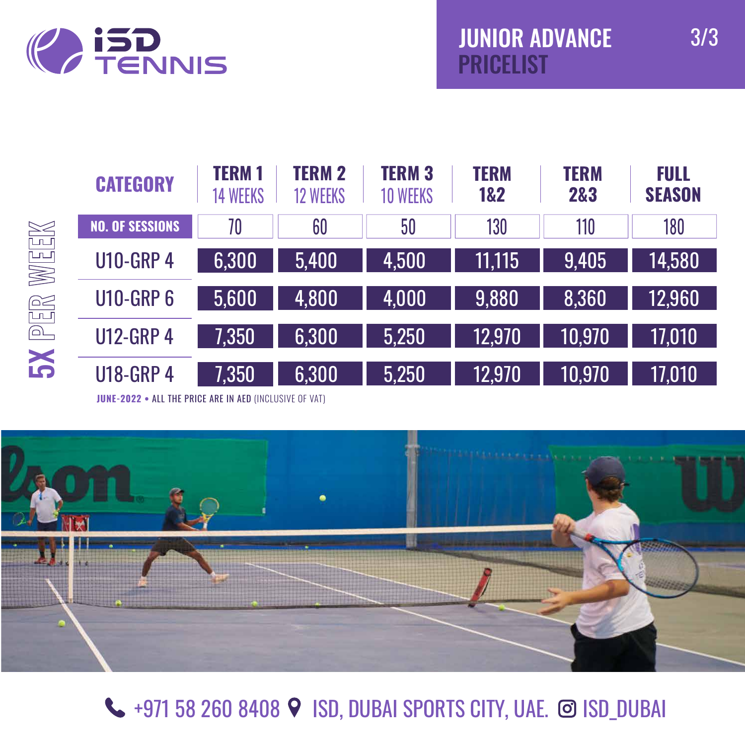# iSD TENNIS

## JUNIOR ADVANCE PRICELIST

**5X PER WEEK**

| CATEGORY | TERM 1 14 WEEKS | TERM 2 12 WEEKS | TERM 3 10 WEEKS | TERM 1&2 | TERM 2&3 | FULL SEASON |
|---|---|---|---|---|---|---|
| NO. OF SESSIONS | 70 | 60 | 50 | 130 | 110 | 180 |
| U10-GRP 4 | 6,300 | 5,400 | 4,500 | 11,115 | 9,405 | 14,580 |
| U10-GRP 6 | 5,600 | 4,800 | 4,000 | 9,880 | 8,360 | 12,960 |
| U12-GRP 4 | 7,350 | 6,300 | 5,250 | 12,970 | 10,970 | 17,010 |
| U18-GRP 4 | 7,350 | 6,300 | 5,250 | 12,970 | 10,970 | 17,010 |

**JUNE-2022** • ALL THE PRICE ARE IN AED (INCLUSIVE OF VAT)

+971 58 260 8408 ISD, DUBAI SPORTS CITY, UAE. ISD_DUBAI